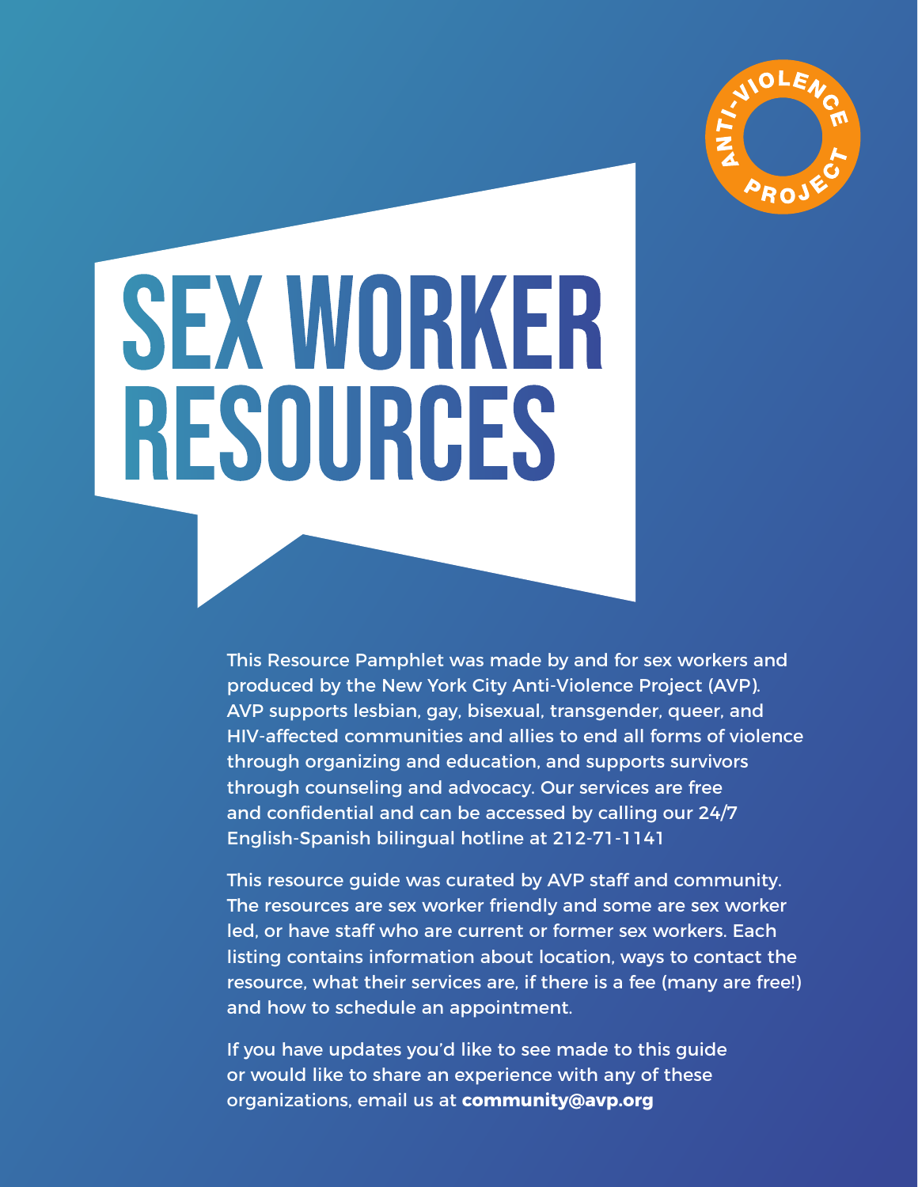ANTI-VIOLENCE PROJECT

# SEX WORKER RESOURCES

This Resource Pamphlet was made by and for sex workers and produced by the New York City Anti-Violence Project (AVP). AVP supports lesbian, gay, bisexual, transgender, queer, and HIV-affected communities and allies to end all forms of violence through organizing and education, and supports survivors through counseling and advocacy. Our services are free and confidential and can be accessed by calling our 24/7 English-Spanish bilingual hotline at 212-71-1141

This resource guide was curated by AVP staff and community. The resources are sex worker friendly and some are sex worker led, or have staff who are current or former sex workers. Each listing contains information about location, ways to contact the resource, what their services are, if there is a fee (many are free!) and how to schedule an appointment.

If you have updates you'd like to see made to this guide or would like to share an experience with any of these organizations, email us at **community@avp.org**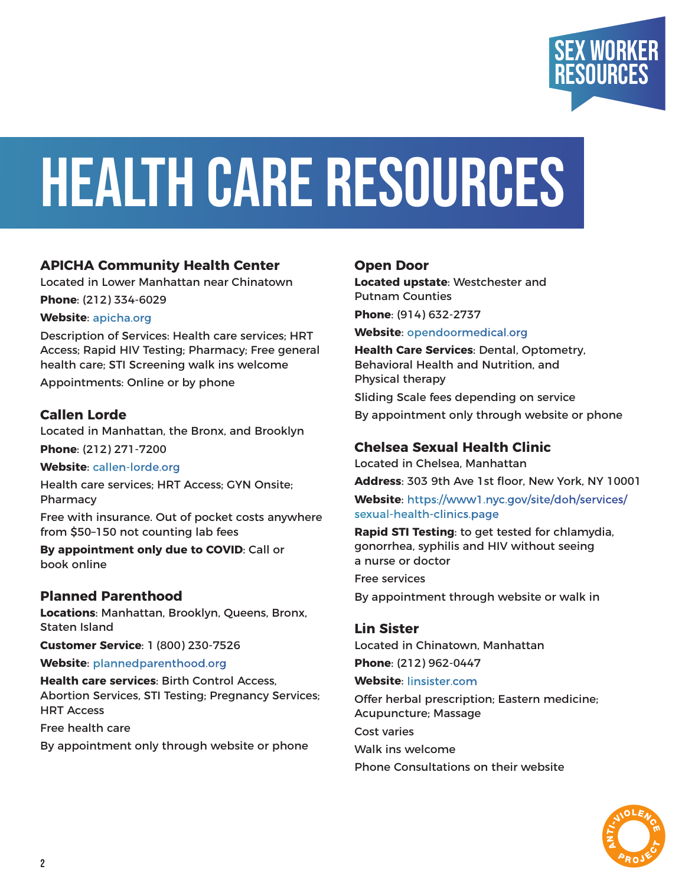# HEALTH CARE RESOURCES

### APICHA Community Health Center

Located in Lower Manhattan near Chinatown

**Phone**: (212) 334-6029

**Website**: apicha.org

Description of Services: Health care services; HRT Access; Rapid HIV Testing; Pharmacy; Free general health care; STI Screening walk ins welcome

Appointments: Online or by phone

### Callen Lorde

Located in Manhattan, the Bronx, and Brooklyn

**Phone**: (212) 271-7200

**Website**: callen-lorde.org

Health care services; HRT Access; GYN Onsite; Pharmacy

Free with insurance. Out of pocket costs anywhere from $50–150 not counting lab fees

**By appointment only due to COVID**: Call or book online

### Planned Parenthood

**Locations**: Manhattan, Brooklyn, Queens, Bronx, Staten Island

**Customer Service**: 1 (800) 230-7526

**Website**: plannedparenthood.org

**Health care services**: Birth Control Access, Abortion Services, STI Testing; Pregnancy Services; HRT Access

Free health care

By appointment only through website or phone

### Open Door

**Located upstate**: Westchester and Putnam Counties

**Phone**: (914) 632-2737

**Website**: opendoormedical.org

**Health Care Services**: Dental, Optometry, Behavioral Health and Nutrition, and Physical therapy

Sliding Scale fees depending on service

By appointment only through website or phone

### Chelsea Sexual Health Clinic

Located in Chelsea, Manhattan

**Address**: 303 9th Ave 1st floor, New York, NY 10001

**Website**: https://www1.nyc.gov/site/doh/services/sexual-health-clinics.page

**Rapid STI Testing**: to get tested for chlamydia, gonorrhea, syphilis and HIV without seeing a nurse or doctor

Free services

By appointment through website or walk in

### Lin Sister

Located in Chinatown, Manhattan

**Phone**: (212) 962-0447

**Website**: linsister.com

Offer herbal prescription; Eastern medicine; Acupuncture; Massage

Cost varies

Walk ins welcome

Phone Consultations on their website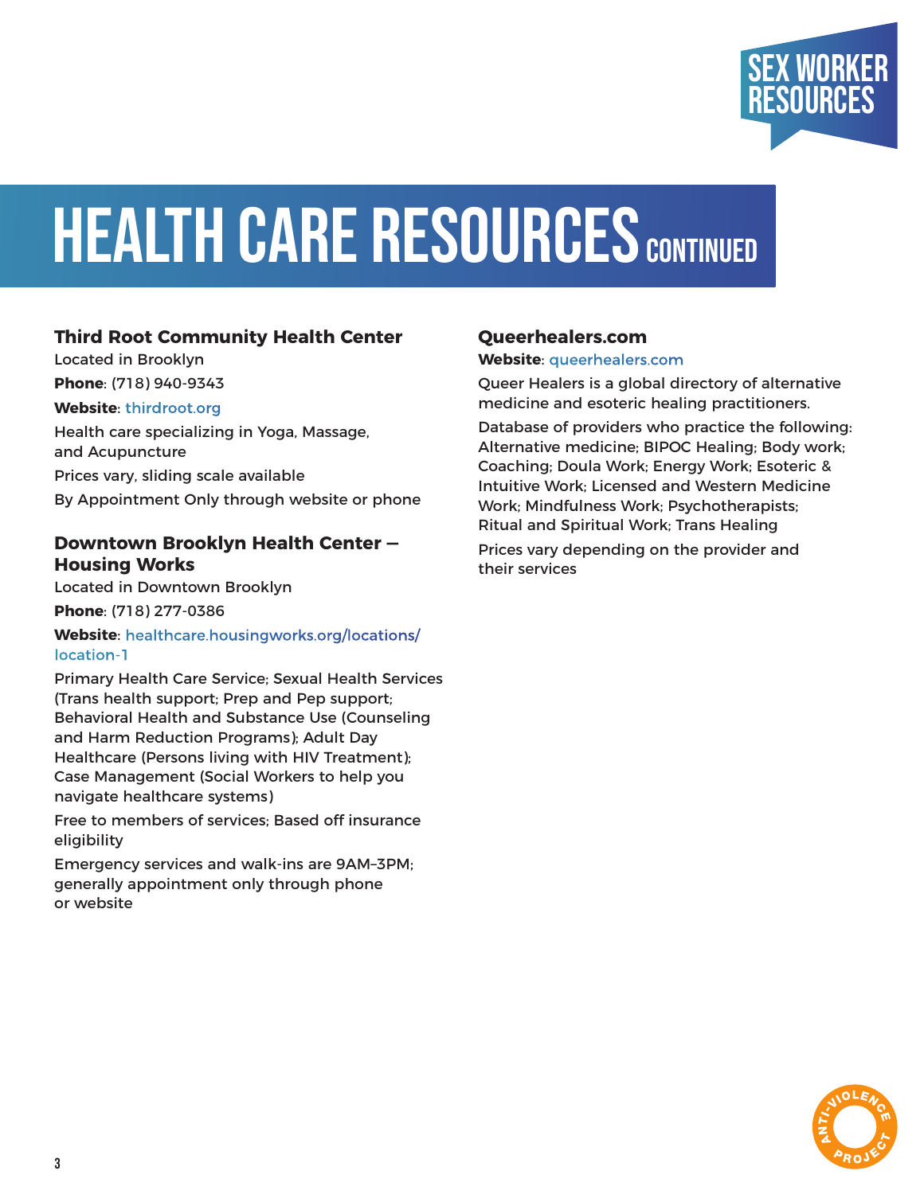# HEALTH CARE RESOURCES CONTINUED

### Third Root Community Health Center

Located in Brooklyn

**Phone**: (718) 940-9343

**Website**: thirdroot.org

Health care specializing in Yoga, Massage, and Acupuncture

Prices vary, sliding scale available

By Appointment Only through website or phone

### Downtown Brooklyn Health Center – Housing Works

Located in Downtown Brooklyn

**Phone**: (718) 277-0386

**Website**: healthcare.housingworks.org/locations/location-1

Primary Health Care Service; Sexual Health Services (Trans health support; Prep and Pep support; Behavioral Health and Substance Use (Counseling and Harm Reduction Programs); Adult Day Healthcare (Persons living with HIV Treatment); Case Management (Social Workers to help you navigate healthcare systems)

Free to members of services; Based off insurance eligibility

Emergency services and walk-ins are 9AM–3PM; generally appointment only through phone or website

### Queerhealers.com

**Website**: queerhealers.com

Queer Healers is a global directory of alternative medicine and esoteric healing practitioners.

Database of providers who practice the following: Alternative medicine; BIPOC Healing; Body work; Coaching; Doula Work; Energy Work; Esoteric & Intuitive Work; Licensed and Western Medicine Work; Mindfulness Work; Psychotherapists; Ritual and Spiritual Work; Trans Healing

Prices vary depending on the provider and their services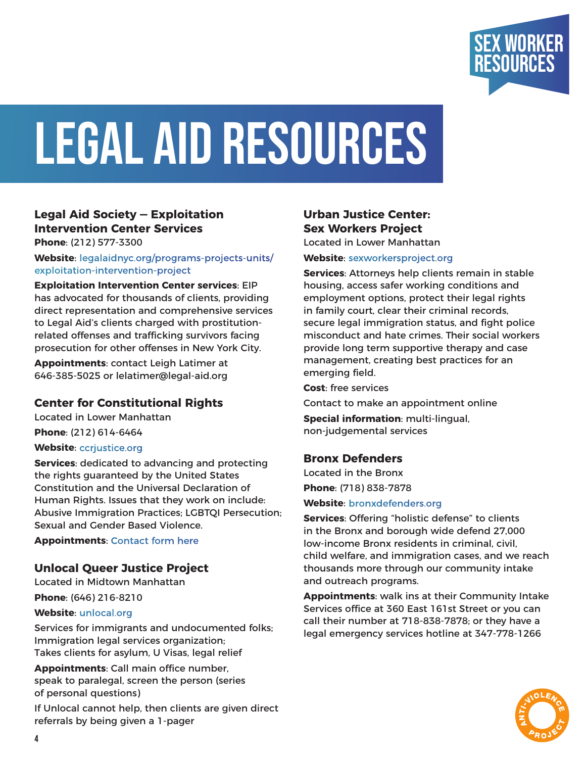# LEGAL AID RESOURCES

### Legal Aid Society – Exploitation Intervention Center Services

**Phone**: (212) 577-3300

**Website**: legalaidnyc.org/programs-projects-units/exploitation-intervention-project

**Exploitation Intervention Center services**: EIP has advocated for thousands of clients, providing direct representation and comprehensive services to Legal Aid's clients charged with prostitution-related offenses and trafficking survivors facing prosecution for other offenses in New York City.

**Appointments**: contact Leigh Latimer at 646-385-5025 or lelatimer@legal-aid.org

### Center for Constitutional Rights

Located in Lower Manhattan

**Phone**: (212) 614-6464

**Website**: ccrjustice.org

**Services**: dedicated to advancing and protecting the rights guaranteed by the United States Constitution and the Universal Declaration of Human Rights. Issues that they work on include: Abusive Immigration Practices; LGBTQI Persecution; Sexual and Gender Based Violence.

**Appointments**: Contact form here

### Unlocal Queer Justice Project

Located in Midtown Manhattan

**Phone**: (646) 216-8210

**Website**: unlocal.org

Services for immigrants and undocumented folks; Immigration legal services organization; Takes clients for asylum, U Visas, legal relief

**Appointments**: Call main office number, speak to paralegal, screen the person (series of personal questions)

If Unlocal cannot help, then clients are given direct referrals by being given a 1-pager

### Urban Justice Center: Sex Workers Project

Located in Lower Manhattan

**Website**: sexworkersproject.org

**Services**: Attorneys help clients remain in stable housing, access safer working conditions and employment options, protect their legal rights in family court, clear their criminal records, secure legal immigration status, and fight police misconduct and hate crimes. Their social workers provide long term supportive therapy and case management, creating best practices for an emerging field.

**Cost**: free services

Contact to make an appointment online

**Special information**: multi-lingual, non-judgemental services

### Bronx Defenders

Located in the Bronx

**Phone**: (718) 838-7878

**Website**: bronxdefenders.org

**Services**: Offering "holistic defense" to clients in the Bronx and borough wide defend 27,000 low-income Bronx residents in criminal, civil, child welfare, and immigration cases, and we reach thousands more through our community intake and outreach programs.

**Appointments**: walk ins at their Community Intake Services office at 360 East 161st Street or you can call their number at 718-838-7878; or they have a legal emergency services hotline at 347-778-1266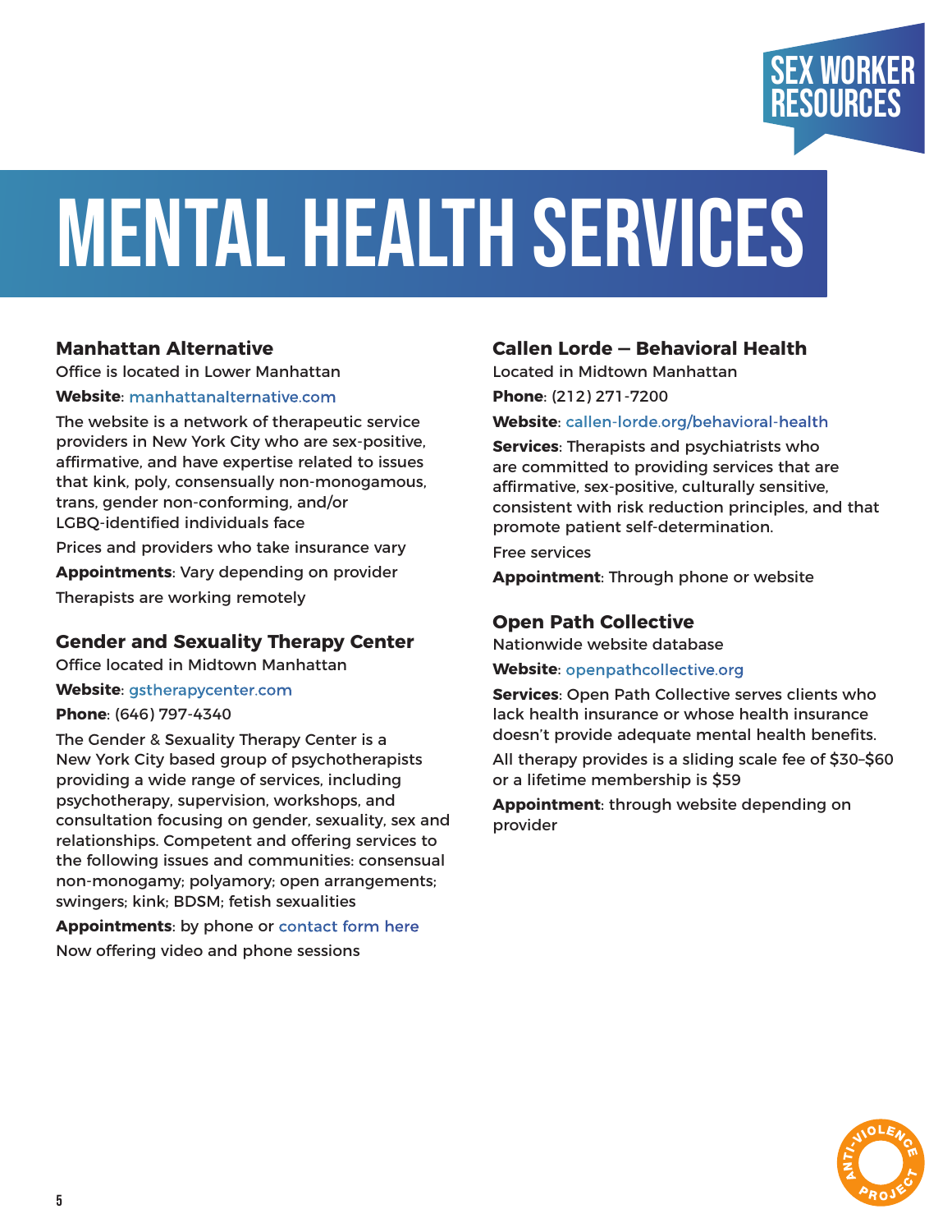# MENTAL HEALTH SERVICES

### Manhattan Alternative

Office is located in Lower Manhattan

**Website**: manhattanalternative.com

The website is a network of therapeutic service providers in New York City who are sex-positive, affirmative, and have expertise related to issues that kink, poly, consensually non-monogamous, trans, gender non-conforming, and/or LGBQ-identified individuals face

Prices and providers who take insurance vary

**Appointments**: Vary depending on provider

Therapists are working remotely

### Gender and Sexuality Therapy Center

Office located in Midtown Manhattan

**Website**: gstherapycenter.com

**Phone**: (646) 797-4340

The Gender & Sexuality Therapy Center is a New York City based group of psychotherapists providing a wide range of services, including psychotherapy, supervision, workshops, and consultation focusing on gender, sexuality, sex and relationships. Competent and offering services to the following issues and communities: consensual non-monogamy; polyamory; open arrangements; swingers; kink; BDSM; fetish sexualities

**Appointments**: by phone or contact form here

Now offering video and phone sessions

### Callen Lorde – Behavioral Health

Located in Midtown Manhattan

**Phone**: (212) 271-7200

**Website**: callen-lorde.org/behavioral-health

**Services**: Therapists and psychiatrists who are committed to providing services that are affirmative, sex-positive, culturally sensitive, consistent with risk reduction principles, and that promote patient self-determination.

Free services

**Appointment**: Through phone or website

### Open Path Collective

Nationwide website database

**Website**: openpathcollective.org

**Services**: Open Path Collective serves clients who lack health insurance or whose health insurance doesn't provide adequate mental health benefits.

All therapy provides is a sliding scale fee of $30–$60 or a lifetime membership is $59

**Appointment**: through website depending on provider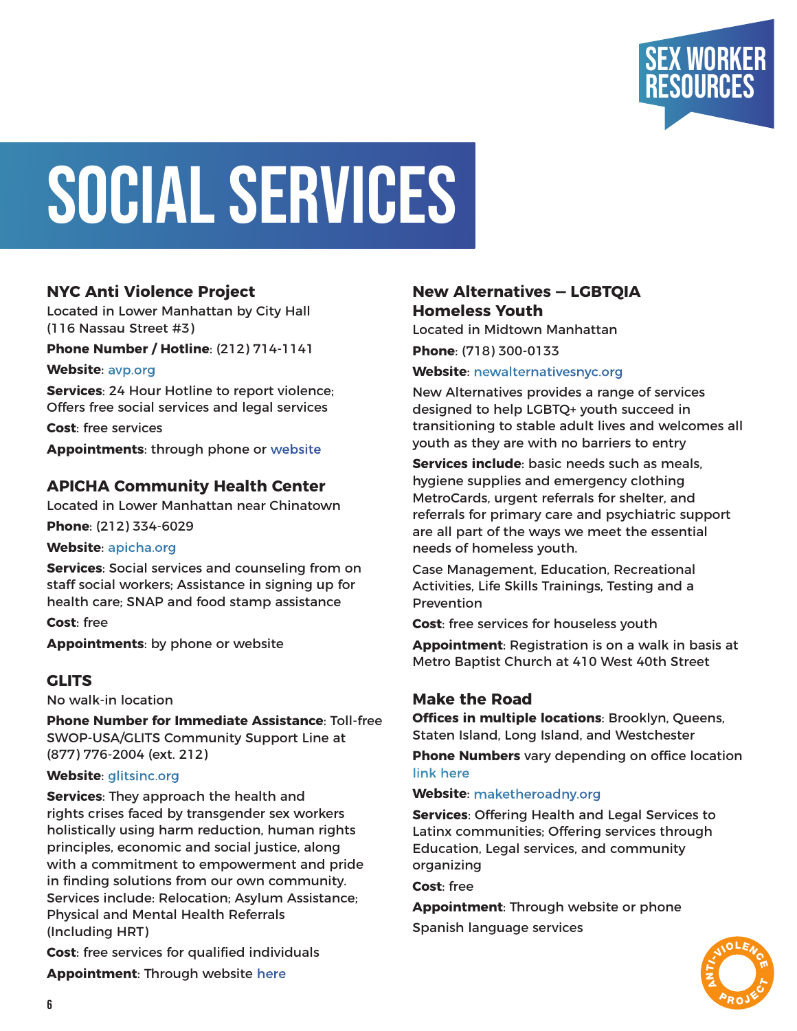# SOCIAL SERVICES

### NYC Anti Violence Project

Located in Lower Manhattan by City Hall (116 Nassau Street #3)

**Phone Number / Hotline**: (212) 714-1141

**Website**: avp.org

**Services**: 24 Hour Hotline to report violence; Offers free social services and legal services

**Cost**: free services

**Appointments**: through phone or website

### APICHA Community Health Center

Located in Lower Manhattan near Chinatown

**Phone**: (212) 334-6029

**Website**: apicha.org

**Services**: Social services and counseling from on staff social workers; Assistance in signing up for health care; SNAP and food stamp assistance

**Cost**: free

**Appointments**: by phone or website

### GLITS

No walk-in location

**Phone Number for Immediate Assistance**: Toll-free SWOP-USA/GLITS Community Support Line at (877) 776-2004 (ext. 212)

**Website**: glitsinc.org

**Services**: They approach the health and rights crises faced by transgender sex workers holistically using harm reduction, human rights principles, economic and social justice, along with a commitment to empowerment and pride in finding solutions from our own community. Services include: Relocation; Asylum Assistance; Physical and Mental Health Referrals (Including HRT)

**Cost**: free services for qualified individuals

**Appointment**: Through website here

### New Alternatives – LGBTQIA Homeless Youth

Located in Midtown Manhattan

**Phone**: (718) 300-0133

**Website**: newalternativesnyc.org

New Alternatives provides a range of services designed to help LGBTQ+ youth succeed in transitioning to stable adult lives and welcomes all youth as they are with no barriers to entry

**Services include**: basic needs such as meals, hygiene supplies and emergency clothing MetroCards, urgent referrals for shelter, and referrals for primary care and psychiatric support are all part of the ways we meet the essential needs of homeless youth.

Case Management, Education, Recreational Activities, Life Skills Trainings, Testing and a Prevention

**Cost**: free services for houseless youth

**Appointment**: Registration is on a walk in basis at Metro Baptist Church at 410 West 40th Street

### Make the Road

**Offices in multiple locations**: Brooklyn, Queens, Staten Island, Long Island, and Westchester

**Phone Numbers** vary depending on office location link here

**Website**: maketheroadny.org

**Services**: Offering Health and Legal Services to Latinx communities; Offering services through Education, Legal services, and community organizing

**Cost**: free

**Appointment**: Through website or phone

Spanish language services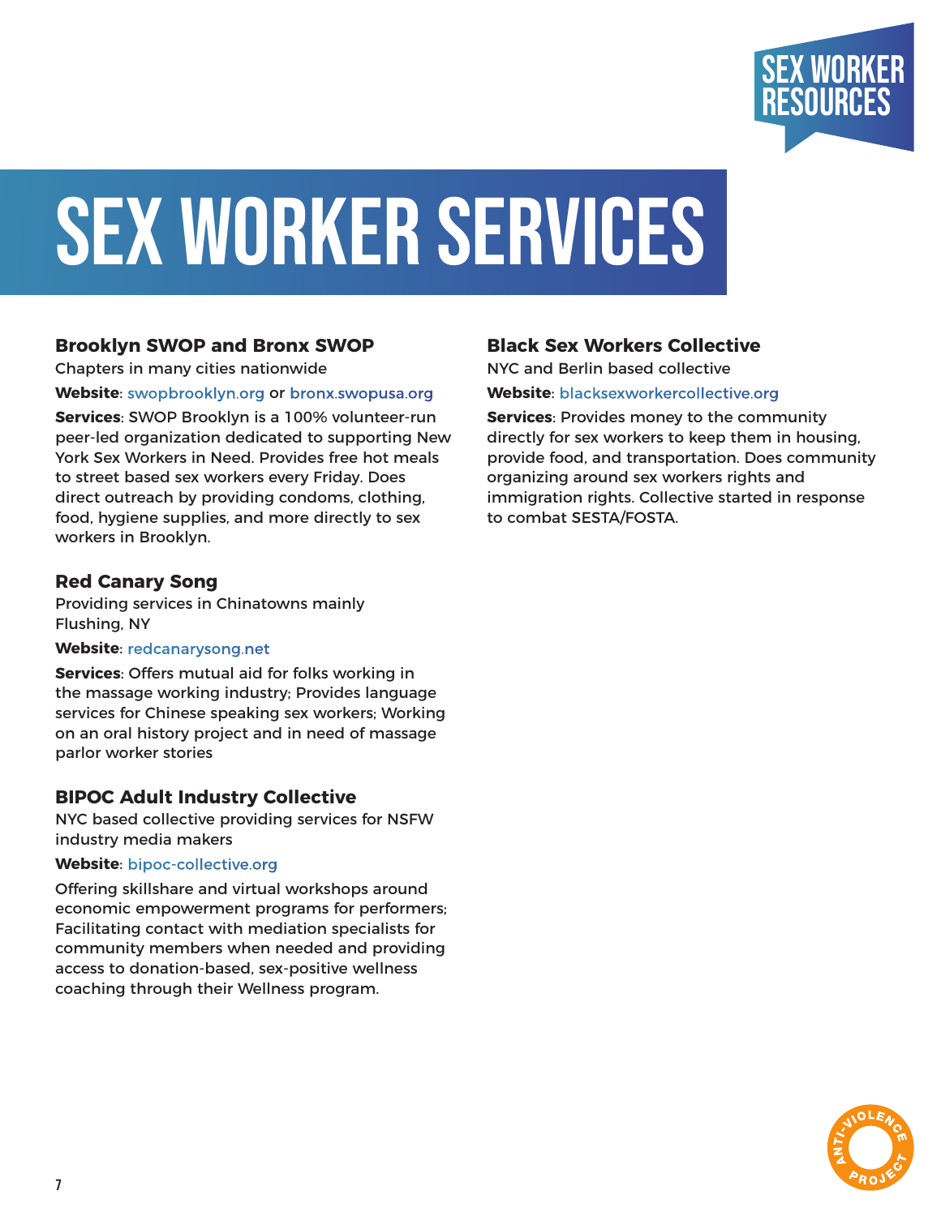# SEX WORKER SERVICES

### Brooklyn SWOP and Bronx SWOP

Chapters in many cities nationwide

**Website**: swopbrooklyn.org or bronx.swopusa.org

**Services**: SWOP Brooklyn is a 100% volunteer-run peer-led organization dedicated to supporting New York Sex Workers in Need. Provides free hot meals to street based sex workers every Friday. Does direct outreach by providing condoms, clothing, food, hygiene supplies, and more directly to sex workers in Brooklyn.

### Red Canary Song

Providing services in Chinatowns mainly Flushing, NY

**Website**: redcanarysong.net

**Services**: Offers mutual aid for folks working in the massage working industry; Provides language services for Chinese speaking sex workers; Working on an oral history project and in need of massage parlor worker stories

### BIPOC Adult Industry Collective

NYC based collective providing services for NSFW industry media makers

**Website**: bipoc-collective.org

Offering skillshare and virtual workshops around economic empowerment programs for performers; Facilitating contact with mediation specialists for community members when needed and providing access to donation-based, sex-positive wellness coaching through their Wellness program.

### Black Sex Workers Collective

NYC and Berlin based collective

**Website**: blacksexworkercollective.org

**Services**: Provides money to the community directly for sex workers to keep them in housing, provide food, and transportation. Does community organizing around sex workers rights and immigration rights. Collective started in response to combat SESTA/FOSTA.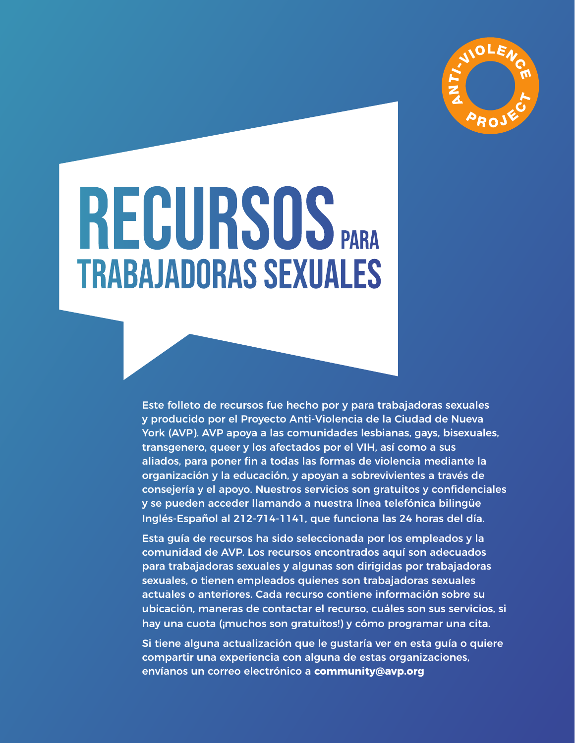ANTI-VIOLENCE PROJECT

# RECURSOS PARA TRABAJADORAS SEXUALES

Este folleto de recursos fue hecho por y para trabajadoras sexuales y producido por el Proyecto Anti-Violencia de la Ciudad de Nueva York (AVP). AVP apoya a las comunidades lesbianas, gays, bisexuales, transgenero, queer y los afectados por el VIH, así como a sus aliados, para poner fin a todas las formas de violencia mediante la organización y la educación, y apoyan a sobrevivientes a través de consejería y el apoyo. Nuestros servicios son gratuitos y confidenciales y se pueden acceder llamando a nuestra línea telefónica bilingüe Inglés-Español al 212-714-1141, que funciona las 24 horas del día.

Esta guía de recursos ha sido seleccionada por los empleados y la comunidad de AVP. Los recursos encontrados aquí son adecuados para trabajadoras sexuales y algunas son dirigidas por trabajadoras sexuales, o tienen empleados quienes son trabajadoras sexuales actuales o anteriores. Cada recurso contiene información sobre su ubicación, maneras de contactar el recurso, cuáles son sus servicios, si hay una cuota (¡muchos son gratuitos!) y cómo programar una cita.

Si tiene alguna actualización que le gustaría ver en esta guía o quiere compartir una experiencia con alguna de estas organizaciones, envíanos un correo electrónico a **community@avp.org**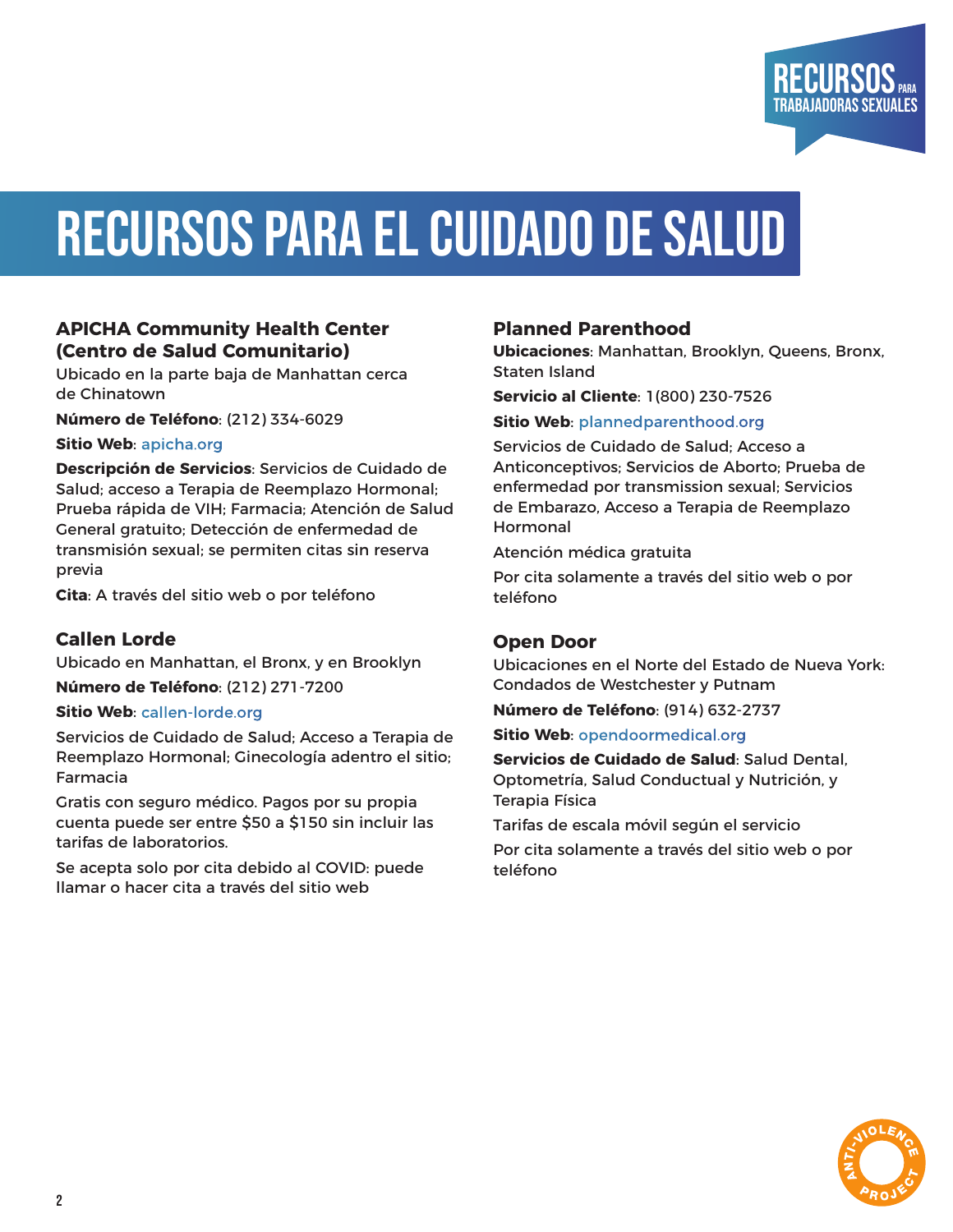# RECURSOS PARA EL CUIDADO DE SALUD

### APICHA Community Health Center (Centro de Salud Comunitario)

Ubicado en la parte baja de Manhattan cerca de Chinatown

**Número de Teléfono**: (212) 334-6029

**Sitio Web**: apicha.org

**Descripción de Servicios**: Servicios de Cuidado de Salud; acceso a Terapia de Reemplazo Hormonal; Prueba rápida de VIH; Farmacia; Atención de Salud General gratuito; Detección de enfermedad de transmisión sexual; se permiten citas sin reserva previa

**Cita**: A través del sitio web o por teléfono

### Callen Lorde

Ubicado en Manhattan, el Bronx, y en Brooklyn

**Número de Teléfono**: (212) 271-7200

**Sitio Web**: callen-lorde.org

Servicios de Cuidado de Salud; Acceso a Terapia de Reemplazo Hormonal; Ginecología adentro el sitio; Farmacia

Gratis con seguro médico. Pagos por su propia cuenta puede ser entre $50 a $150 sin incluir las tarifas de laboratorios.

Se acepta solo por cita debido al COVID: puede llamar o hacer cita a través del sitio web

### Planned Parenthood

**Ubicaciones**: Manhattan, Brooklyn, Queens, Bronx, Staten Island

**Servicio al Cliente**: 1(800) 230-7526

**Sitio Web**: plannedparenthood.org

Servicios de Cuidado de Salud; Acceso a Anticonceptivos; Servicios de Aborto; Prueba de enfermedad por transmission sexual; Servicios de Embarazo, Acceso a Terapia de Reemplazo Hormonal

Atención médica gratuita

Por cita solamente a través del sitio web o por teléfono

### Open Door

Ubicaciones en el Norte del Estado de Nueva York: Condados de Westchester y Putnam

**Número de Teléfono**: (914) 632-2737

**Sitio Web**: opendoormedical.org

**Servicios de Cuidado de Salud**: Salud Dental, Optometría, Salud Conductual y Nutrición, y Terapia Física

Tarifas de escala móvil según el servicio

Por cita solamente a través del sitio web o por teléfono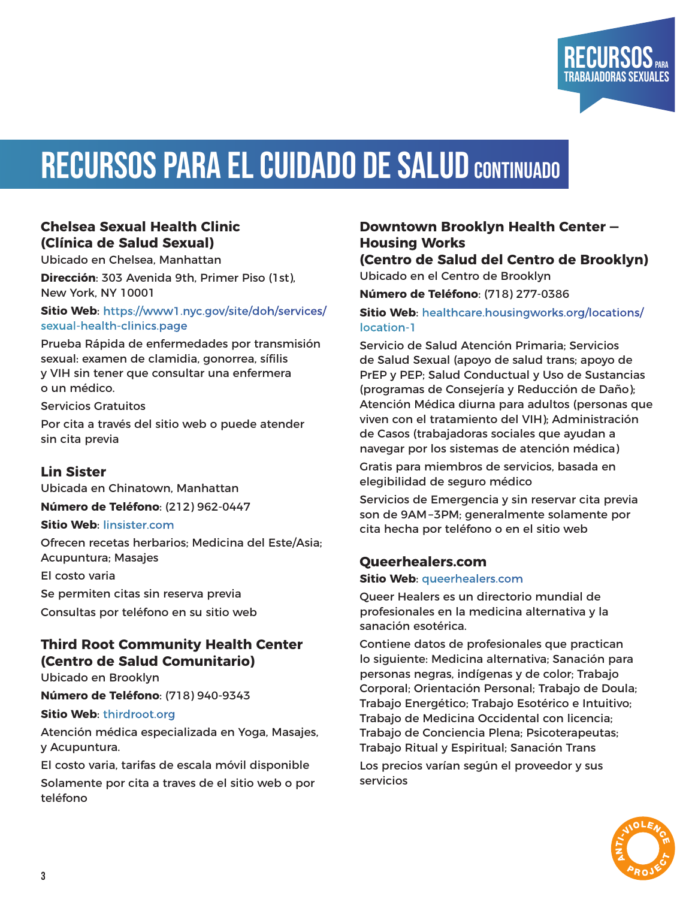# RECURSOS PARA EL CUIDADO DE SALUD CONTINUADO

### Chelsea Sexual Health Clinic (Clínica de Salud Sexual)

Ubicado en Chelsea, Manhattan

**Dirección**: 303 Avenida 9th, Primer Piso (1st), New York, NY 10001

**Sitio Web**: https://www1.nyc.gov/site/doh/services/sexual-health-clinics.page

Prueba Rápida de enfermedades por transmisión sexual: examen de clamidia, gonorrea, sífilis y VIH sin tener que consultar una enfermera o un médico.

Servicios Gratuitos

Por cita a través del sitio web o puede atender sin cita previa

### Lin Sister

Ubicada en Chinatown, Manhattan

**Número de Teléfono**: (212) 962-0447

**Sitio Web**: linsister.com

Ofrecen recetas herbarios; Medicina del Este/Asia; Acupuntura; Masajes

El costo varia

Se permiten citas sin reserva previa

Consultas por teléfono en su sitio web

### Third Root Community Health Center (Centro de Salud Comunitario)

Ubicado en Brooklyn

**Número de Teléfono**: (718) 940-9343

**Sitio Web**: thirdroot.org

Atención médica especializada en Yoga, Masajes, y Acupuntura.

El costo varia, tarifas de escala móvil disponible

Solamente por cita a traves de el sitio web o por teléfono

### Downtown Brooklyn Health Center – Housing Works (Centro de Salud del Centro de Brooklyn)

Ubicado en el Centro de Brooklyn

**Número de Teléfono**: (718) 277-0386

**Sitio Web**: healthcare.housingworks.org/locations/location-1

Servicio de Salud Atención Primaria; Servicios de Salud Sexual (apoyo de salud trans; apoyo de PrEP y PEP; Salud Conductual y Uso de Sustancias (programas de Consejería y Reducción de Daño); Atención Médica diurna para adultos (personas que viven con el tratamiento del VIH); Administración de Casos (trabajadoras sociales que ayudan a navegar por los sistemas de atención médica)

Gratis para miembros de servicios, basada en elegibilidad de seguro médico

Servicios de Emergencia y sin reservar cita previa son de 9AM–3PM; generalmente solamente por cita hecha por teléfono o en el sitio web

### Queerhealers.com

**Sitio Web**: queerhealers.com

Queer Healers es un directorio mundial de profesionales en la medicina alternativa y la sanación esotérica.

Contiene datos de profesionales que practican lo siguiente: Medicina alternativa; Sanación para personas negras, indígenas y de color; Trabajo Corporal; Orientación Personal; Trabajo de Doula; Trabajo Energético; Trabajo Esotérico e Intuitivo; Trabajo de Medicina Occidental con licencia; Trabajo de Conciencia Plena; Psicoterapeutas; Trabajo Ritual y Espiritual; Sanación Trans

Los precios varían según el proveedor y sus servicios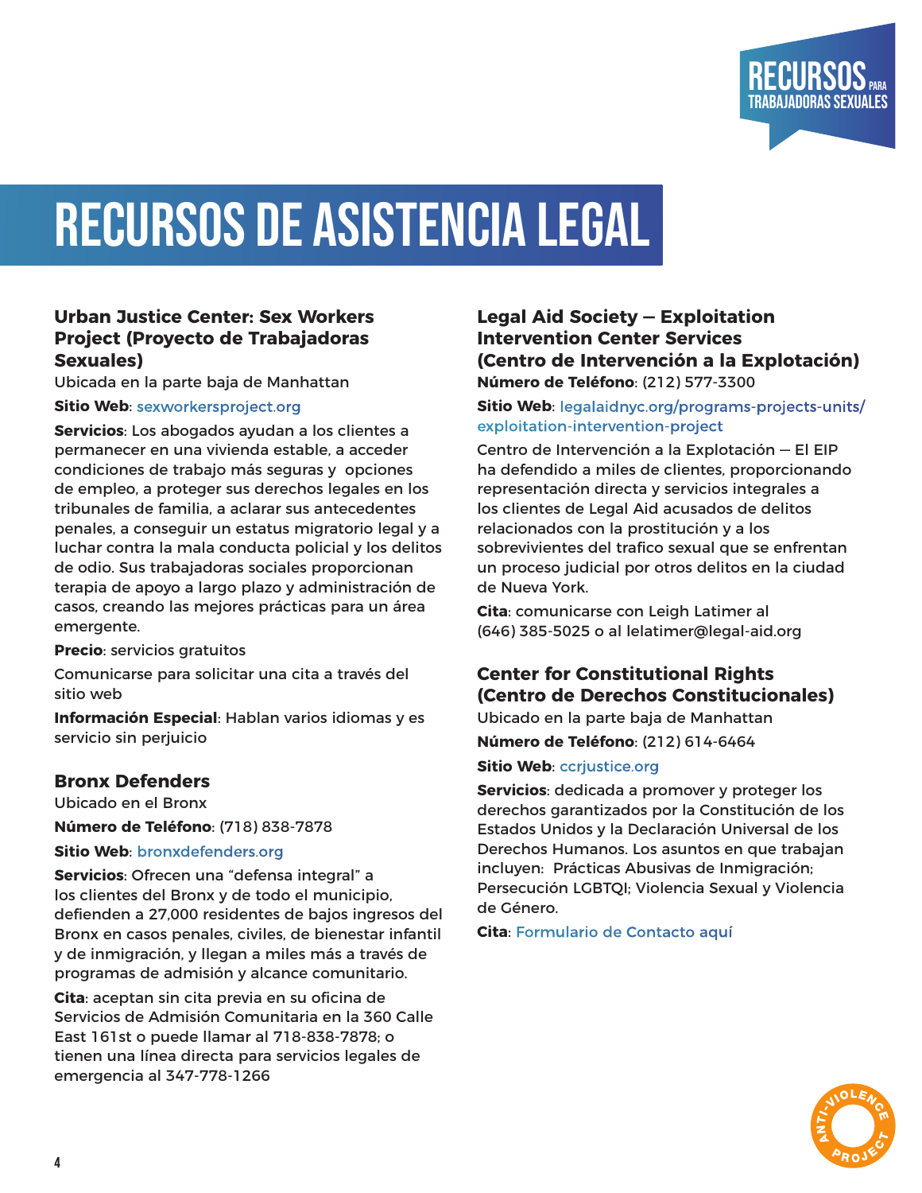# RECURSOS DE ASISTENCIA LEGAL

### Urban Justice Center: Sex Workers Project (Proyecto de Trabajadoras Sexuales)

Ubicada en la parte baja de Manhattan

**Sitio Web**: sexworkersproject.org

**Servicios**: Los abogados ayudan a los clientes a permanecer en una vivienda estable, a acceder condiciones de trabajo más seguras y opciones de empleo, a proteger sus derechos legales en los tribunales de familia, a aclarar sus antecedentes penales, a conseguir un estatus migratorio legal y a luchar contra la mala conducta policial y los delitos de odio. Sus trabajadoras sociales proporcionan terapia de apoyo a largo plazo y administración de casos, creando las mejores prácticas para un área emergente.

**Precio**: servicios gratuitos

Comunicarse para solicitar una cita a través del sitio web

**Información Especial**: Hablan varios idiomas y es servicio sin perjuicio

### Bronx Defenders

Ubicado en el Bronx

**Número de Teléfono**: (718) 838-7878

**Sitio Web**: bronxdefenders.org

**Servicios**: Ofrecen una "defensa integral" a los clientes del Bronx y de todo el municipio, defienden a 27,000 residentes de bajos ingresos del Bronx en casos penales, civiles, de bienestar infantil y de inmigración, y llegan a miles más a través de programas de admisión y alcance comunitario.

**Cita**: aceptan sin cita previa en su oficina de Servicios de Admisión Comunitaria en la 360 Calle East 161st o puede llamar al 718-838-7878; o tienen una línea directa para servicios legales de emergencia al 347-778-1266

### Legal Aid Society – Exploitation Intervention Center Services (Centro de Intervención a la Explotación)

**Número de Teléfono**: (212) 577-3300

**Sitio Web**: legalaidnyc.org/programs-projects-units/exploitation-intervention-project

Centro de Intervención a la Explotación – El EIP ha defendido a miles de clientes, proporcionando representación directa y servicios integrales a los clientes de Legal Aid acusados de delitos relacionados con la prostitución y a los sobrevivientes del trafico sexual que se enfrentan un proceso judicial por otros delitos en la ciudad de Nueva York.

**Cita**: comunicarse con Leigh Latimer al (646) 385-5025 o al lelatimer@legal-aid.org

### Center for Constitutional Rights (Centro de Derechos Constitucionales)

Ubicado en la parte baja de Manhattan

**Número de Teléfono**: (212) 614-6464

**Sitio Web**: ccrjustice.org

**Servicios**: dedicada a promover y proteger los derechos garantizados por la Constitución de los Estados Unidos y la Declaración Universal de los Derechos Humanos. Los asuntos en que trabajan incluyen: Prácticas Abusivas de Inmigración; Persecución LGBTQI; Violencia Sexual y Violencia de Género.

**Cita**: Formulario de Contacto aquí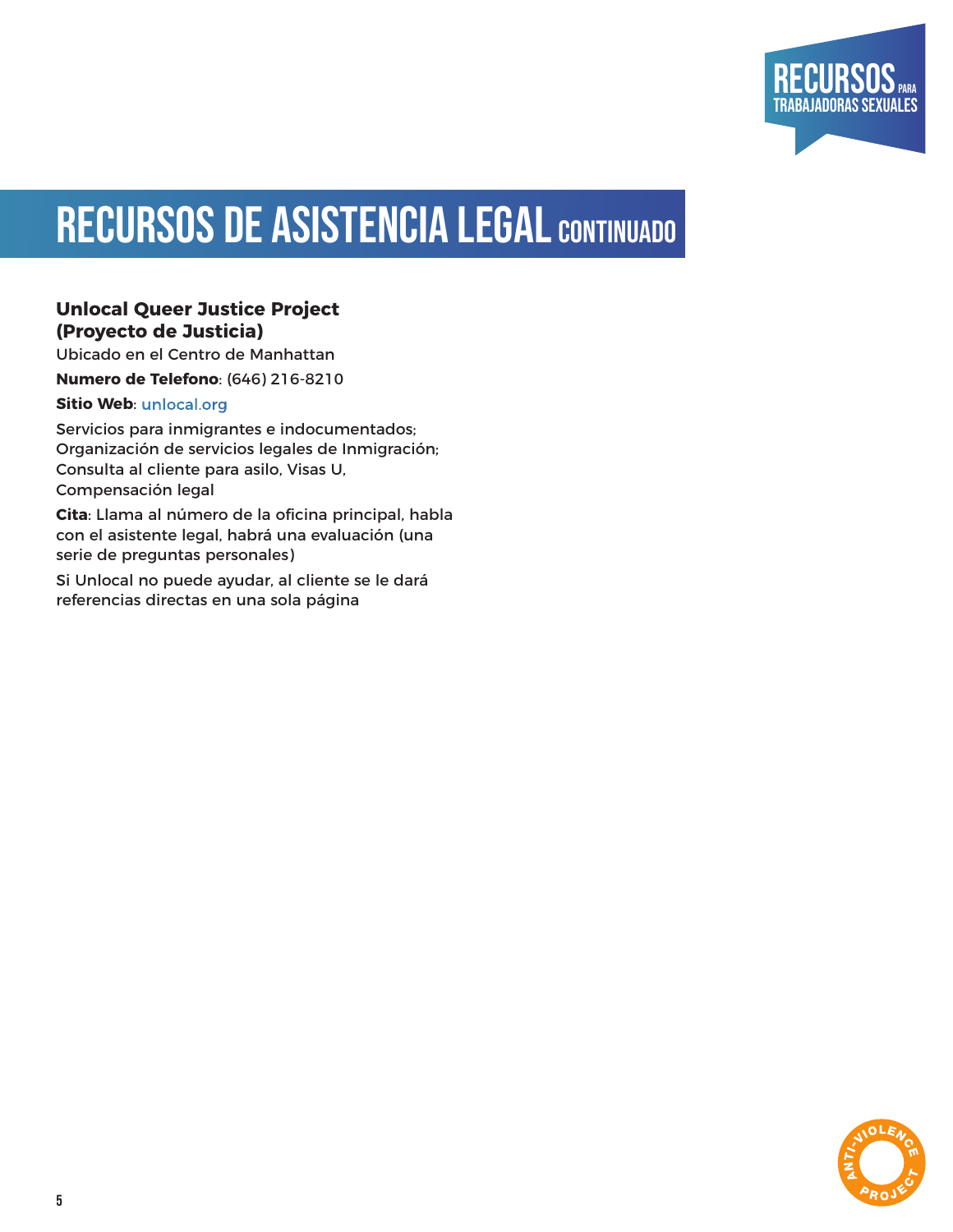# RECURSOS DE ASISTENCIA LEGAL CONTINUADO

**Unlocal Queer Justice Project (Proyecto de Justicia)**

Ubicado en el Centro de Manhattan

**Numero de Telefono**: (646) 216-8210

**Sitio Web**: unlocal.org

Servicios para inmigrantes e indocumentados; Organización de servicios legales de Inmigración; Consulta al cliente para asilo, Visas U, Compensación legal

**Cita**: Llama al número de la oficina principal, habla con el asistente legal, habrá una evaluación (una serie de preguntas personales)

Si Unlocal no puede ayudar, al cliente se le dará referencias directas en una sola página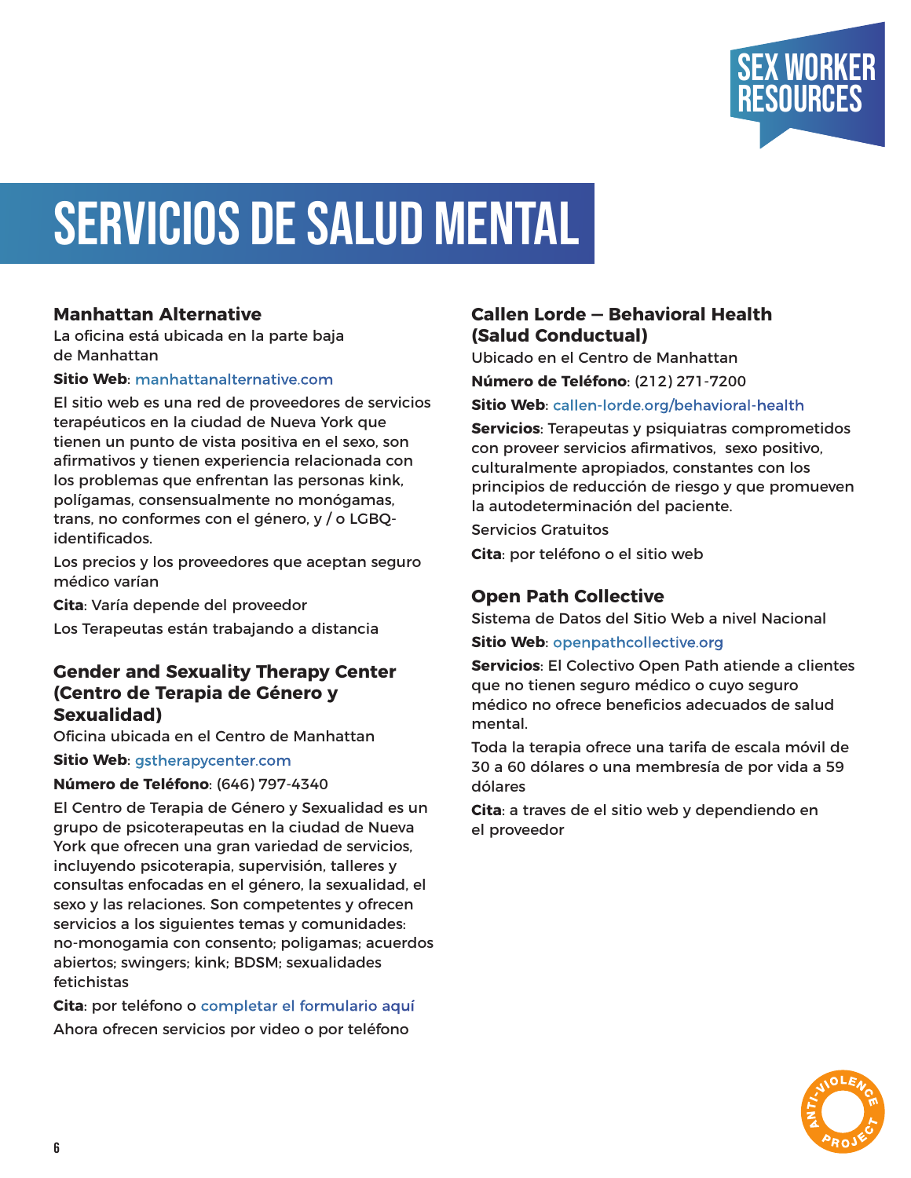# SERVICIOS DE SALUD MENTAL

### Manhattan Alternative

La oficina está ubicada en la parte baja de Manhattan

**Sitio Web**: manhattanalternative.com

El sitio web es una red de proveedores de servicios terapéuticos en la ciudad de Nueva York que tienen un punto de vista positiva en el sexo, son afirmativos y tienen experiencia relacionada con los problemas que enfrentan las personas kink, polígamas, consensualmente no monógamas, trans, no conformes con el género, y / o LGBQ-identificados.

Los precios y los proveedores que aceptan seguro médico varían

**Cita**: Varía depende del proveedor

Los Terapeutas están trabajando a distancia

### Gender and Sexuality Therapy Center (Centro de Terapia de Género y Sexualidad)

Oficina ubicada en el Centro de Manhattan

**Sitio Web**: gstherapycenter.com

**Número de Teléfono**: (646) 797-4340

El Centro de Terapia de Género y Sexualidad es un grupo de psicoterapeutas en la ciudad de Nueva York que ofrecen una gran variedad de servicios, incluyendo psicoterapia, supervisión, talleres y consultas enfocadas en el género, la sexualidad, el sexo y las relaciones. Son competentes y ofrecen servicios a los siguientes temas y comunidades: no-monogamia con consento; poligamas; acuerdos abiertos; swingers; kink; BDSM; sexualidades fetichistas

**Cita**: por teléfono o completar el formulario aquí

Ahora ofrecen servicios por video o por teléfono

### Callen Lorde – Behavioral Health (Salud Conductual)

Ubicado en el Centro de Manhattan

**Número de Teléfono**: (212) 271-7200

**Sitio Web**: callen-lorde.org/behavioral-health

**Servicios**: Terapeutas y psiquiatras comprometidos con proveer servicios afirmativos, sexo positivo, culturalmente apropiados, constantes con los principios de reducción de riesgo y que promueven la autodeterminación del paciente.

Servicios Gratuitos

**Cita**: por teléfono o el sitio web

### Open Path Collective

Sistema de Datos del Sitio Web a nivel Nacional

**Sitio Web**: openpathcollective.org

**Servicios**: El Colectivo Open Path atiende a clientes que no tienen seguro médico o cuyo seguro médico no ofrece beneficios adecuados de salud mental.

Toda la terapia ofrece una tarifa de escala móvil de 30 a 60 dólares o una membresía de por vida a 59 dólares

**Cita**: a traves de el sitio web y dependiendo en el proveedor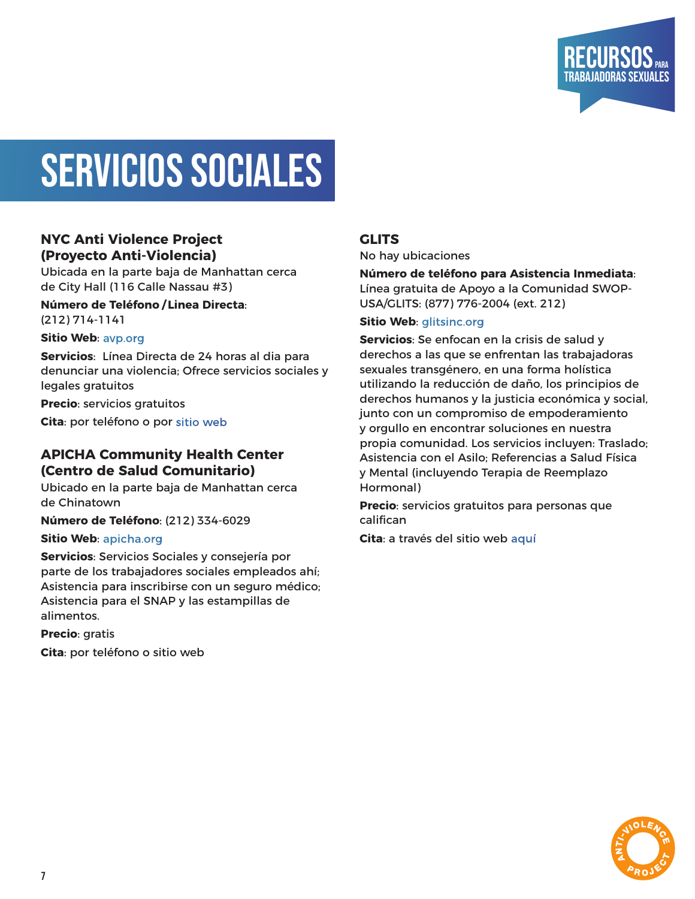# SERVICIOS SOCIALES

### NYC Anti Violence Project (Proyecto Anti-Violencia)

Ubicada en la parte baja de Manhattan cerca de City Hall (116 Calle Nassau #3)

**Número de Teléfono / Linea Directa**: (212) 714-1141

**Sitio Web**: avp.org

**Servicios**: Línea Directa de 24 horas al dia para denunciar una violencia; Ofrece servicios sociales y legales gratuitos

**Precio**: servicios gratuitos

**Cita**: por teléfono o por sitio web

### APICHA Community Health Center (Centro de Salud Comunitario)

Ubicado en la parte baja de Manhattan cerca de Chinatown

**Número de Teléfono**: (212) 334-6029

**Sitio Web**: apicha.org

**Servicios**: Servicios Sociales y consejería por parte de los trabajadores sociales empleados ahí; Asistencia para inscribirse con un seguro médico; Asistencia para el SNAP y las estampillas de alimentos.

**Precio**: gratis

**Cita**: por teléfono o sitio web

### GLITS

No hay ubicaciones

**Número de teléfono para Asistencia Inmediata**: Línea gratuita de Apoyo a la Comunidad SWOP-USA/GLITS: (877) 776-2004 (ext. 212)

**Sitio Web**: glitsinc.org

**Servicios**: Se enfocan en la crisis de salud y derechos a las que se enfrentan las trabajadoras sexuales transgénero, en una forma holística utilizando la reducción de daño, los principios de derechos humanos y la justicia económica y social, junto con un compromiso de empoderamiento y orgullo en encontrar soluciones en nuestra propia comunidad. Los servicios incluyen: Traslado; Asistencia con el Asilo; Referencias a Salud Física y Mental (incluyendo Terapia de Reemplazo Hormonal)

**Precio**: servicios gratuitos para personas que califican

**Cita**: a través del sitio web aquí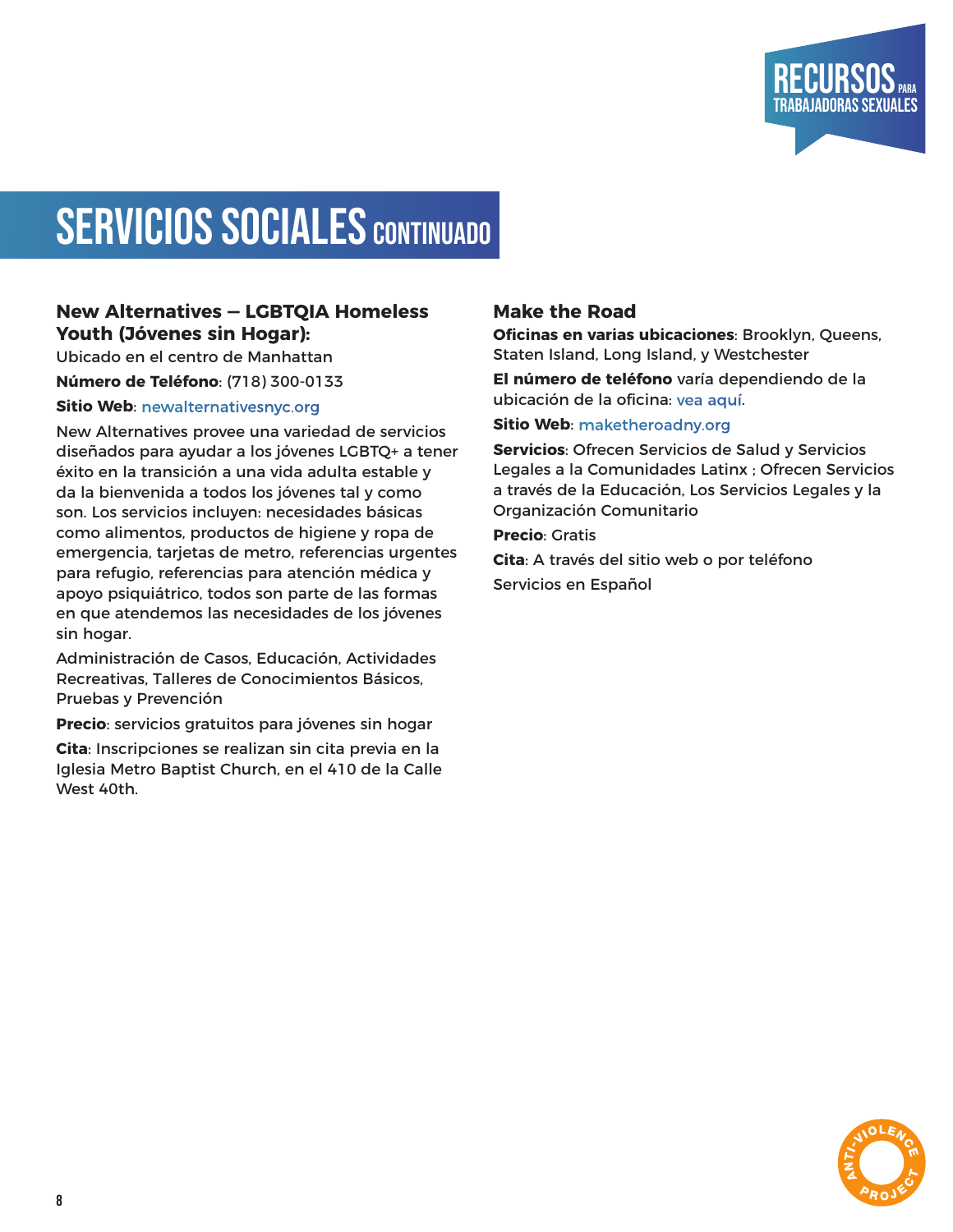# SERVICIOS SOCIALES CONTINUADO

### New Alternatives – LGBTQIA Homeless Youth (Jóvenes sin Hogar):

Ubicado en el centro de Manhattan

**Número de Teléfono**: (718) 300-0133

**Sitio Web**: newalternativesnyc.org

New Alternatives provee una variedad de servicios diseñados para ayudar a los jóvenes LGBTQ+ a tener éxito en la transición a una vida adulta estable y da la bienvenida a todos los jóvenes tal y como son. Los servicios incluyen: necesidades básicas como alimentos, productos de higiene y ropa de emergencia, tarjetas de metro, referencias urgentes para refugio, referencias para atención médica y apoyo psiquiátrico, todos son parte de las formas en que atendemos las necesidades de los jóvenes sin hogar.

Administración de Casos, Educación, Actividades Recreativas, Talleres de Conocimientos Básicos, Pruebas y Prevención

**Precio**: servicios gratuitos para jóvenes sin hogar

**Cita**: Inscripciones se realizan sin cita previa en la Iglesia Metro Baptist Church, en el 410 de la Calle West 40th.

### Make the Road

**Oficinas en varias ubicaciones**: Brooklyn, Queens, Staten Island, Long Island, y Westchester

**El número de teléfono** varía dependiendo de la ubicación de la oficina: vea aquí.

**Sitio Web**: maketheroadny.org

**Servicios**: Ofrecen Servicios de Salud y Servicios Legales a la Comunidades Latinx ; Ofrecen Servicios a través de la Educación, Los Servicios Legales y la Organización Comunitario

**Precio**: Gratis

**Cita**: A través del sitio web o por teléfono

Servicios en Español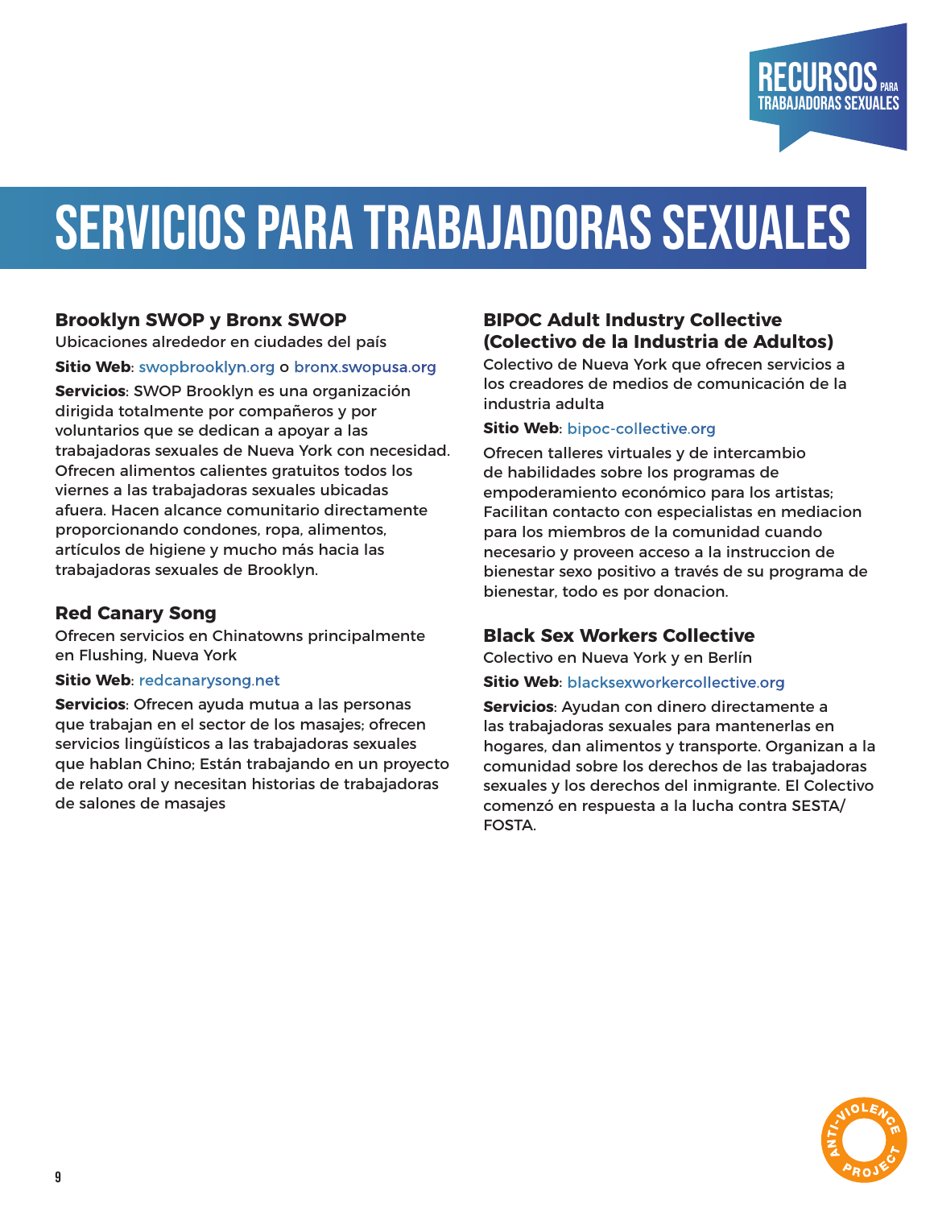# SERVICIOS PARA TRABAJADORAS SEXUALES

### Brooklyn SWOP y Bronx SWOP

Ubicaciones alrededor en ciudades del país

**Sitio Web**: swopbrooklyn.org o bronx.swopusa.org

**Servicios**: SWOP Brooklyn es una organización dirigida totalmente por compañeros y por voluntarios que se dedican a apoyar a las trabajadoras sexuales de Nueva York con necesidad. Ofrecen alimentos calientes gratuitos todos los viernes a las trabajadoras sexuales ubicadas afuera. Hacen alcance comunitario directamente proporcionando condones, ropa, alimentos, artículos de higiene y mucho más hacia las trabajadoras sexuales de Brooklyn.

### Red Canary Song

Ofrecen servicios en Chinatowns principalmente en Flushing, Nueva York

**Sitio Web**: redcanarysong.net

**Servicios**: Ofrecen ayuda mutua a las personas que trabajan en el sector de los masajes; ofrecen servicios lingüísticos a las trabajadoras sexuales que hablan Chino; Están trabajando en un proyecto de relato oral y necesitan historias de trabajadoras de salones de masajes

### BIPOC Adult Industry Collective (Colectivo de la Industria de Adultos)

Colectivo de Nueva York que ofrecen servicios a los creadores de medios de comunicación de la industria adulta

**Sitio Web**: bipoc-collective.org

Ofrecen talleres virtuales y de intercambio de habilidades sobre los programas de empoderamiento económico para los artistas; Facilitan contacto con especialistas en mediacion para los miembros de la comunidad cuando necesario y proveen acceso a la instruccion de bienestar sexo positivo a través de su programa de bienestar, todo es por donacion.

### Black Sex Workers Collective

Colectivo en Nueva York y en Berlín

**Sitio Web**: blacksexworkercollective.org

**Servicios**: Ayudan con dinero directamente a las trabajadoras sexuales para mantenerlas en hogares, dan alimentos y transporte. Organizan a la comunidad sobre los derechos de las trabajadoras sexuales y los derechos del inmigrante. El Colectivo comenzó en respuesta a la lucha contra SESTA/FOSTA.